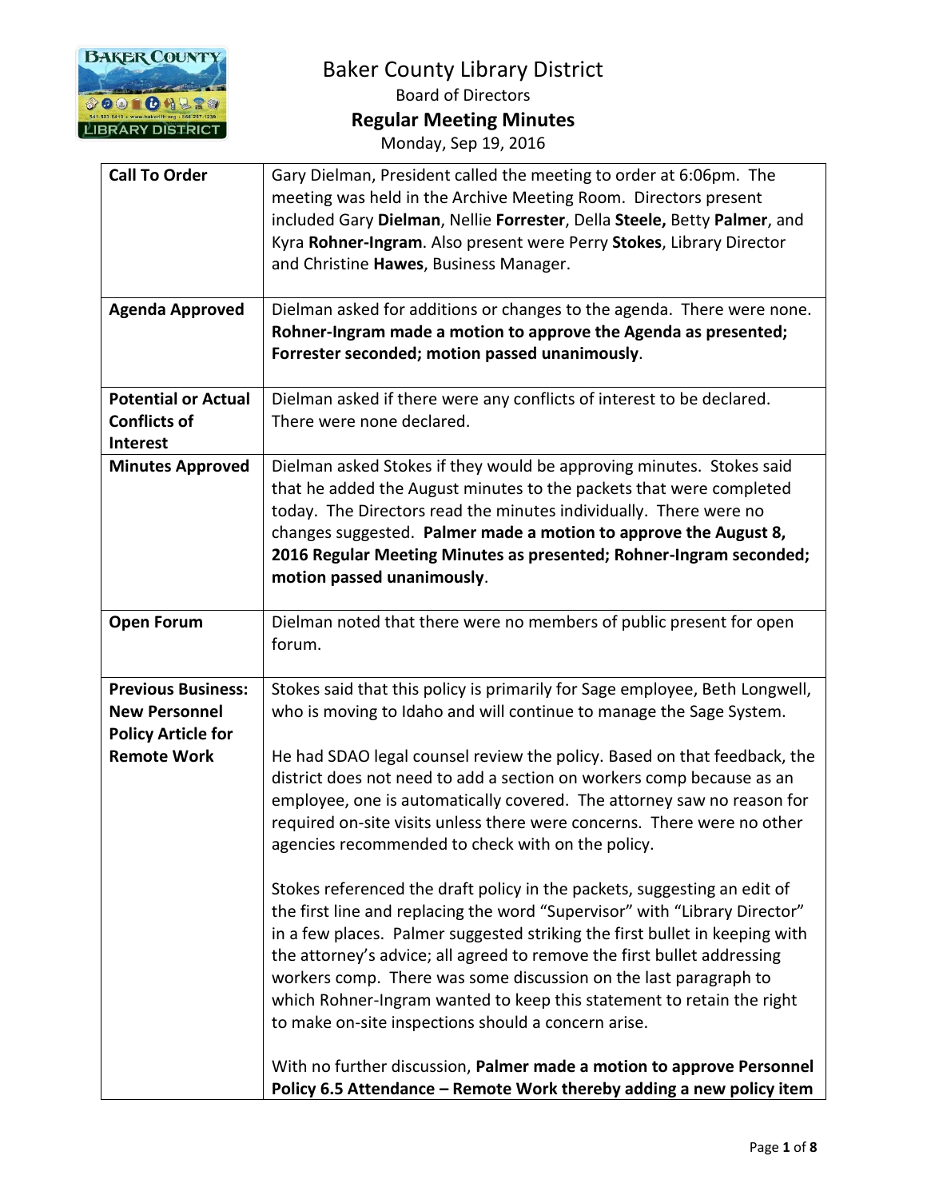# Baker County Library District

## Board of Directors

## Regular Meeting Minutes

Monday, Sep 19, 2016

| | |
|---|---|
| **Call To Order** | Gary Dielman, President called the meeting to order at 6:06pm. The meeting was held in the Archive Meeting Room. Directors present included Gary **Dielman**, Nellie **Forrester**, Della **Steele,** Betty **Palmer**, and Kyra **Rohner-Ingram**. Also present were Perry **Stokes**, Library Director and Christine **Hawes**, Business Manager. |
| **Agenda Approved** | Dielman asked for additions or changes to the agenda. There were none. **Rohner-Ingram made a motion to approve the Agenda as presented; Forrester seconded; motion passed unanimously**. |
| **Potential or Actual Conflicts of Interest** | Dielman asked if there were any conflicts of interest to be declared. There were none declared. |
| **Minutes Approved** | Dielman asked Stokes if they would be approving minutes. Stokes said that he added the August minutes to the packets that were completed today. The Directors read the minutes individually. There were no changes suggested. **Palmer made a motion to approve the August 8, 2016 Regular Meeting Minutes as presented; Rohner-Ingram seconded; motion passed unanimously**. |
| **Open Forum** | Dielman noted that there were no members of public present for open forum. |
| **Previous Business: New Personnel Policy Article for Remote Work** | Stokes said that this policy is primarily for Sage employee, Beth Longwell, who is moving to Idaho and will continue to manage the Sage System.<br><br>He had SDAO legal counsel review the policy. Based on that feedback, the district does not need to add a section on workers comp because as an employee, one is automatically covered. The attorney saw no reason for required on-site visits unless there were concerns. There were no other agencies recommended to check with on the policy.<br><br>Stokes referenced the draft policy in the packets, suggesting an edit of the first line and replacing the word "Supervisor" with "Library Director" in a few places. Palmer suggested striking the first bullet in keeping with the attorney's advice; all agreed to remove the first bullet addressing workers comp. There was some discussion on the last paragraph to which Rohner-Ingram wanted to keep this statement to retain the right to make on-site inspections should a concern arise.<br><br>With no further discussion, **Palmer made a motion to approve Personnel Policy 6.5 Attendance – Remote Work thereby adding a new policy item** |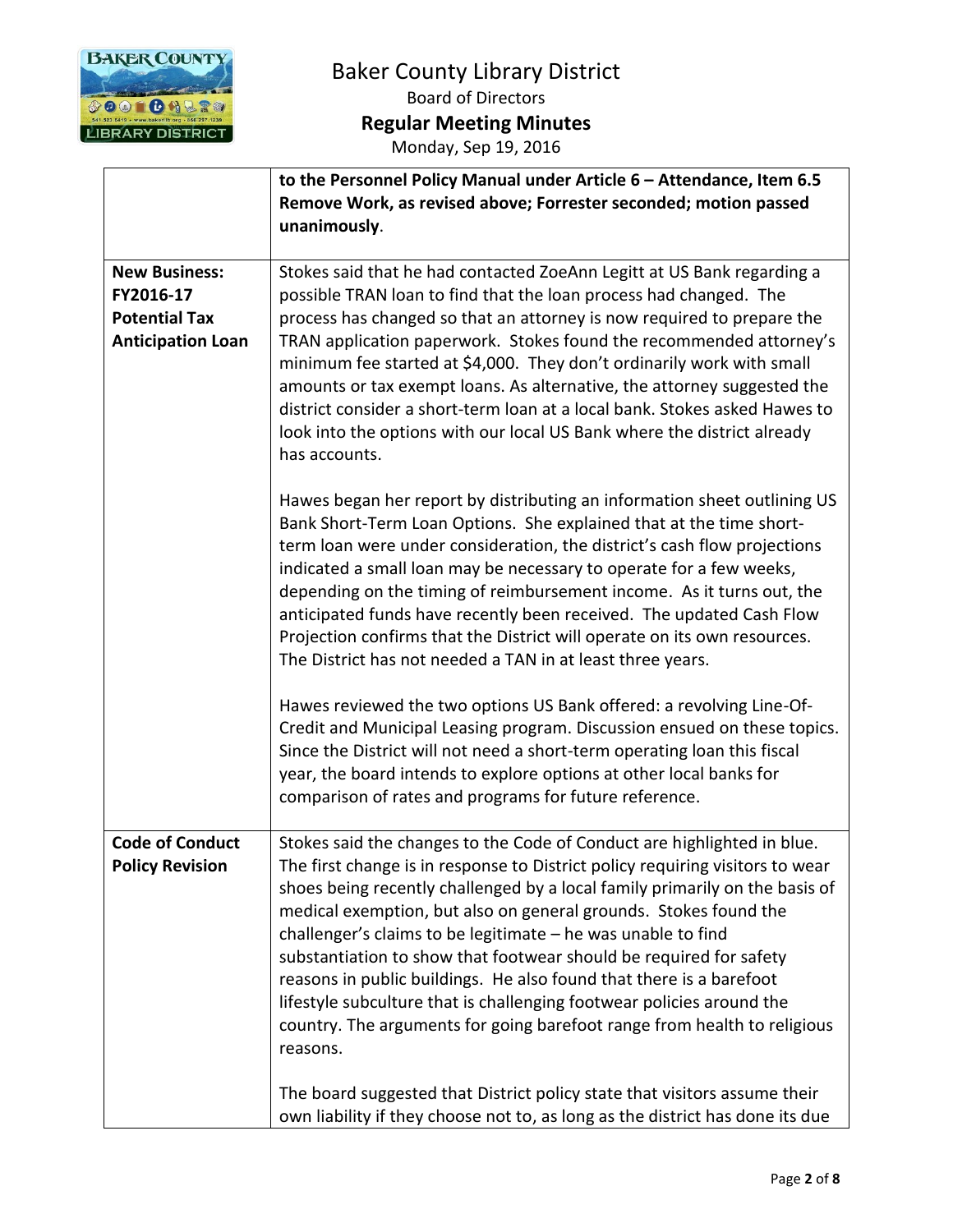# Baker County Library District

Board of Directors

**Regular Meeting Minutes**

Monday, Sep 19, 2016

| | |
|---|---|
| | **to the Personnel Policy Manual under Article 6 – Attendance, Item 6.5 Remove Work, as revised above; Forrester seconded; motion passed unanimously**. |
| **New Business: FY2016-17 Potential Tax Anticipation Loan** | Stokes said that he had contacted ZoeAnn Legitt at US Bank regarding a possible TRAN loan to find that the loan process had changed. The process has changed so that an attorney is now required to prepare the TRAN application paperwork. Stokes found the recommended attorney's minimum fee started at $4,000. They don't ordinarily work with small amounts or tax exempt loans. As alternative, the attorney suggested the district consider a short-term loan at a local bank. Stokes asked Hawes to look into the options with our local US Bank where the district already has accounts.<br><br>Hawes began her report by distributing an information sheet outlining US Bank Short-Term Loan Options. She explained that at the time short-term loan were under consideration, the district's cash flow projections indicated a small loan may be necessary to operate for a few weeks, depending on the timing of reimbursement income. As it turns out, the anticipated funds have recently been received. The updated Cash Flow Projection confirms that the District will operate on its own resources. The District has not needed a TAN in at least three years.<br><br>Hawes reviewed the two options US Bank offered: a revolving Line-Of-Credit and Municipal Leasing program. Discussion ensued on these topics. Since the District will not need a short-term operating loan this fiscal year, the board intends to explore options at other local banks for comparison of rates and programs for future reference. |
| **Code of Conduct Policy Revision** | Stokes said the changes to the Code of Conduct are highlighted in blue. The first change is in response to District policy requiring visitors to wear shoes being recently challenged by a local family primarily on the basis of medical exemption, but also on general grounds. Stokes found the challenger's claims to be legitimate – he was unable to find substantiation to show that footwear should be required for safety reasons in public buildings. He also found that there is a barefoot lifestyle subculture that is challenging footwear policies around the country. The arguments for going barefoot range from health to religious reasons.<br><br>The board suggested that District policy state that visitors assume their own liability if they choose not to, as long as the district has done its due |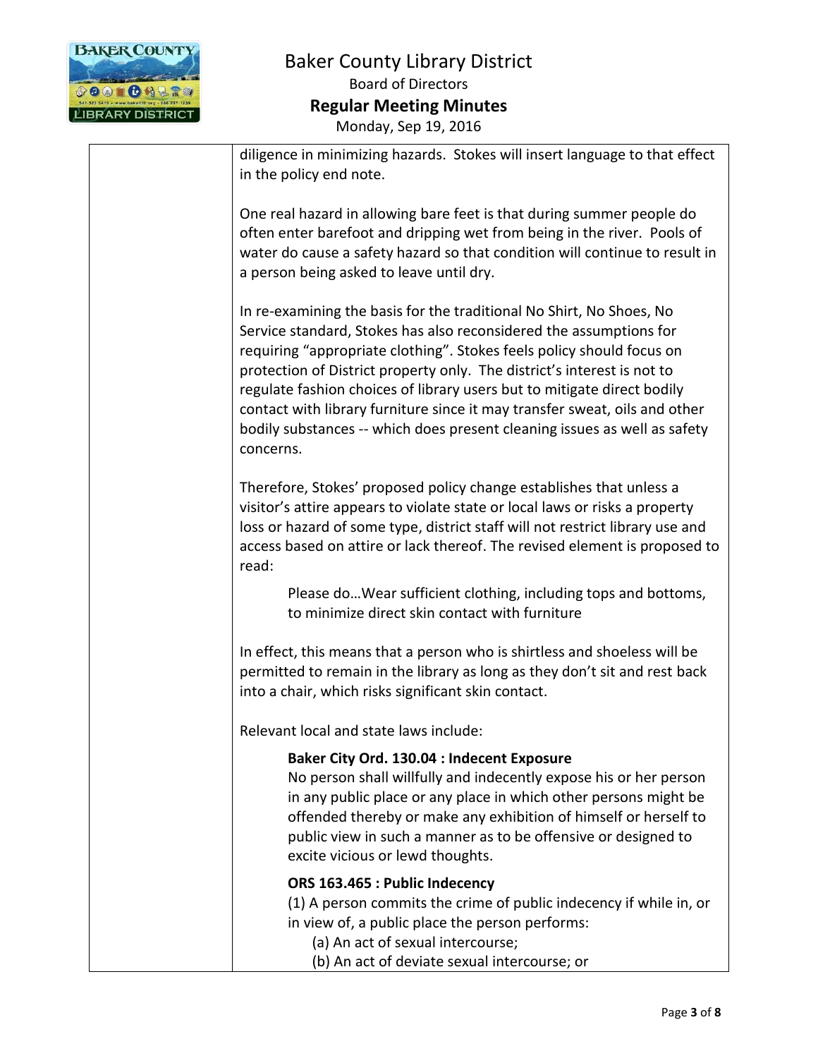| | |
|---|---|
| | diligence in minimizing hazards. Stokes will insert language to that effect in the policy end note.<br><br>One real hazard in allowing bare feet is that during summer people do often enter barefoot and dripping wet from being in the river. Pools of water do cause a safety hazard so that condition will continue to result in a person being asked to leave until dry.<br><br>In re-examining the basis for the traditional No Shirt, No Shoes, No Service standard, Stokes has also reconsidered the assumptions for requiring "appropriate clothing". Stokes feels policy should focus on protection of District property only. The district's interest is not to regulate fashion choices of library users but to mitigate direct bodily contact with library furniture since it may transfer sweat, oils and other bodily substances -- which does present cleaning issues as well as safety concerns.<br><br>Therefore, Stokes' proposed policy change establishes that unless a visitor's attire appears to violate state or local laws or risks a property loss or hazard of some type, district staff will not restrict library use and access based on attire or lack thereof. The revised element is proposed to read:<br><br>> Please do…Wear sufficient clothing, including tops and bottoms, to minimize direct skin contact with furniture<br><br>In effect, this means that a person who is shirtless and shoeless will be permitted to remain in the library as long as they don't sit and rest back into a chair, which risks significant skin contact.<br><br>Relevant local and state laws include:<br><br>> **Baker City Ord. 130.04 : Indecent Exposure**<br>> No person shall willfully and indecently expose his or her person in any public place or any place in which other persons might be offended thereby or make any exhibition of himself or herself to public view in such a manner as to be offensive or designed to excite vicious or lewd thoughts.<br><br>> **ORS 163.465 : Public Indecency**<br>> (1) A person commits the crime of public indecency if while in, or in view of, a public place the person performs:<br>> (a) An act of sexual intercourse;<br>> (b) An act of deviate sexual intercourse; or |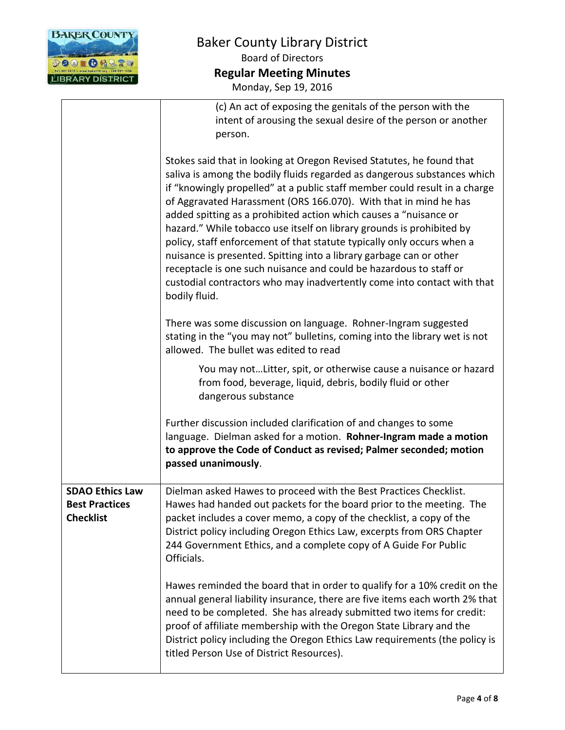| | |
|---|---|
| | (c) An act of exposing the genitals of the person with the intent of arousing the sexual desire of the person or another person.<br><br>Stokes said that in looking at Oregon Revised Statutes, he found that saliva is among the bodily fluids regarded as dangerous substances which if "knowingly propelled" at a public staff member could result in a charge of Aggravated Harassment (ORS 166.070). With that in mind he has added spitting as a prohibited action which causes a "nuisance or hazard." While tobacco use itself on library grounds is prohibited by policy, staff enforcement of that statute typically only occurs when a nuisance is presented. Spitting into a library garbage can or other receptacle is one such nuisance and could be hazardous to staff or custodial contractors who may inadvertently come into contact with that bodily fluid.<br><br>There was some discussion on language. Rohner-Ingram suggested stating in the "you may not" bulletins, coming into the library wet is not allowed. The bullet was edited to read<br><br>You may not…Litter, spit, or otherwise cause a nuisance or hazard from food, beverage, liquid, debris, bodily fluid or other dangerous substance<br><br>Further discussion included clarification of and changes to some language. Dielman asked for a motion. **Rohner-Ingram made a motion to approve the Code of Conduct as revised; Palmer seconded; motion passed unanimously**. |
| **SDAO Ethics Law Best Practices Checklist** | Dielman asked Hawes to proceed with the Best Practices Checklist. Hawes had handed out packets for the board prior to the meeting. The packet includes a cover memo, a copy of the checklist, a copy of the District policy including Oregon Ethics Law, excerpts from ORS Chapter 244 Government Ethics, and a complete copy of A Guide For Public Officials.<br><br>Hawes reminded the board that in order to qualify for a 10% credit on the annual general liability insurance, there are five items each worth 2% that need to be completed. She has already submitted two items for credit: proof of affiliate membership with the Oregon State Library and the District policy including the Oregon Ethics Law requirements (the policy is titled Person Use of District Resources). |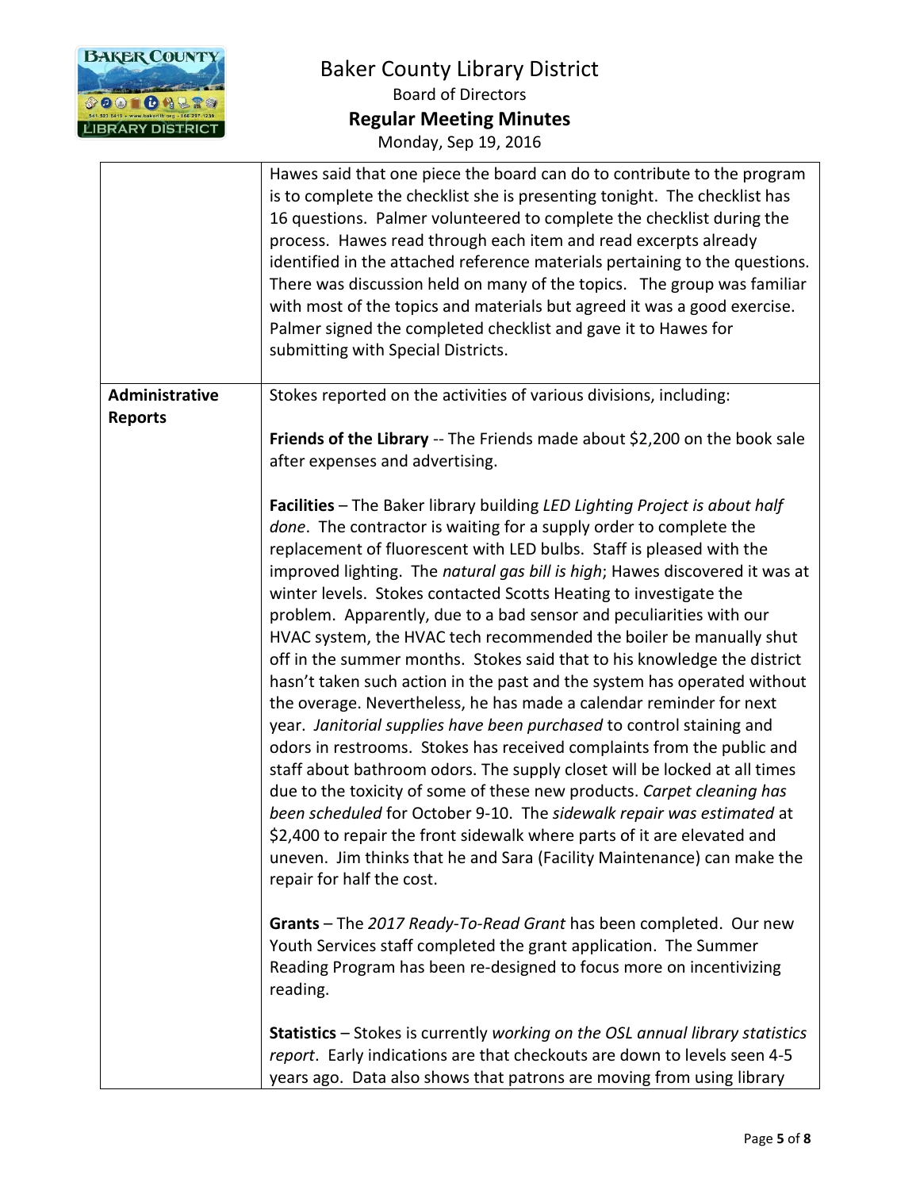| | |
|---|---|
| | Hawes said that one piece the board can do to contribute to the program is to complete the checklist she is presenting tonight. The checklist has 16 questions. Palmer volunteered to complete the checklist during the process. Hawes read through each item and read excerpts already identified in the attached reference materials pertaining to the questions. There was discussion held on many of the topics. The group was familiar with most of the topics and materials but agreed it was a good exercise. Palmer signed the completed checklist and gave it to Hawes for submitting with Special Districts. |
| **Administrative Reports** | Stokes reported on the activities of various divisions, including:<br><br>**Friends of the Library** -- The Friends made about $2,200 on the book sale after expenses and advertising.<br><br>**Facilities** – The Baker library building *LED Lighting Project is about half done*. The contractor is waiting for a supply order to complete the replacement of fluorescent with LED bulbs. Staff is pleased with the improved lighting. The *natural gas bill is high*; Hawes discovered it was at winter levels. Stokes contacted Scotts Heating to investigate the problem. Apparently, due to a bad sensor and peculiarities with our HVAC system, the HVAC tech recommended the boiler be manually shut off in the summer months. Stokes said that to his knowledge the district hasn't taken such action in the past and the system has operated without the overage. Nevertheless, he has made a calendar reminder for next year. *Janitorial supplies have been purchased* to control staining and odors in restrooms. Stokes has received complaints from the public and staff about bathroom odors. The supply closet will be locked at all times due to the toxicity of some of these new products. *Carpet cleaning has been scheduled* for October 9-10. The *sidewalk repair was estimated* at $2,400 to repair the front sidewalk where parts of it are elevated and uneven. Jim thinks that he and Sara (Facility Maintenance) can make the repair for half the cost.<br><br>**Grants** – The *2017 Ready-To-Read Grant* has been completed. Our new Youth Services staff completed the grant application. The Summer Reading Program has been re-designed to focus more on incentivizing reading.<br><br>**Statistics** – Stokes is currently *working on the OSL annual library statistics report*. Early indications are that checkouts are down to levels seen 4-5 years ago. Data also shows that patrons are moving from using library |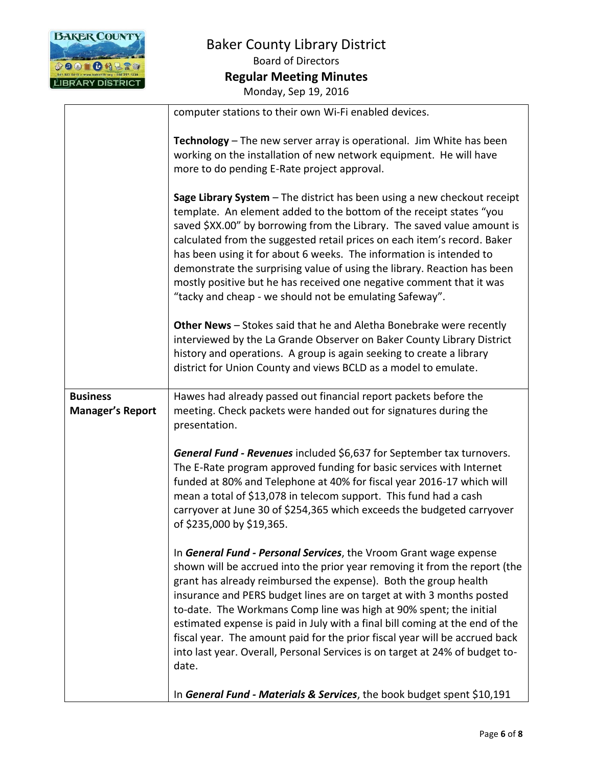| | |
|---|---|
| | computer stations to their own Wi-Fi enabled devices.<br><br>**Technology** – The new server array is operational. Jim White has been working on the installation of new network equipment. He will have more to do pending E-Rate project approval.<br><br>**Sage Library System** – The district has been using a new checkout receipt template. An element added to the bottom of the receipt states "you saved $XX.00" by borrowing from the Library. The saved value amount is calculated from the suggested retail prices on each item's record. Baker has been using it for about 6 weeks. The information is intended to demonstrate the surprising value of using the library. Reaction has been mostly positive but he has received one negative comment that it was "tacky and cheap - we should not be emulating Safeway".<br><br>**Other News** – Stokes said that he and Aletha Bonebrake were recently interviewed by the La Grande Observer on Baker County Library District history and operations. A group is again seeking to create a library district for Union County and views BCLD as a model to emulate. |
| **Business Manager's Report** | Hawes had already passed out financial report packets before the meeting. Check packets were handed out for signatures during the presentation.<br><br>***General Fund - Revenues*** included $6,637 for September tax turnovers. The E-Rate program approved funding for basic services with Internet funded at 80% and Telephone at 40% for fiscal year 2016-17 which will mean a total of $13,078 in telecom support. This fund had a cash carryover at June 30 of $254,365 which exceeds the budgeted carryover of $235,000 by $19,365.<br><br>In ***General Fund - Personal Services***, the Vroom Grant wage expense shown will be accrued into the prior year removing it from the report (the grant has already reimbursed the expense). Both the group health insurance and PERS budget lines are on target at with 3 months posted to-date. The Workmans Comp line was high at 90% spent; the initial estimated expense is paid in July with a final bill coming at the end of the fiscal year. The amount paid for the prior fiscal year will be accrued back into last year. Overall, Personal Services is on target at 24% of budget to-date.<br><br>In ***General Fund - Materials & Services***, the book budget spent $10,191 |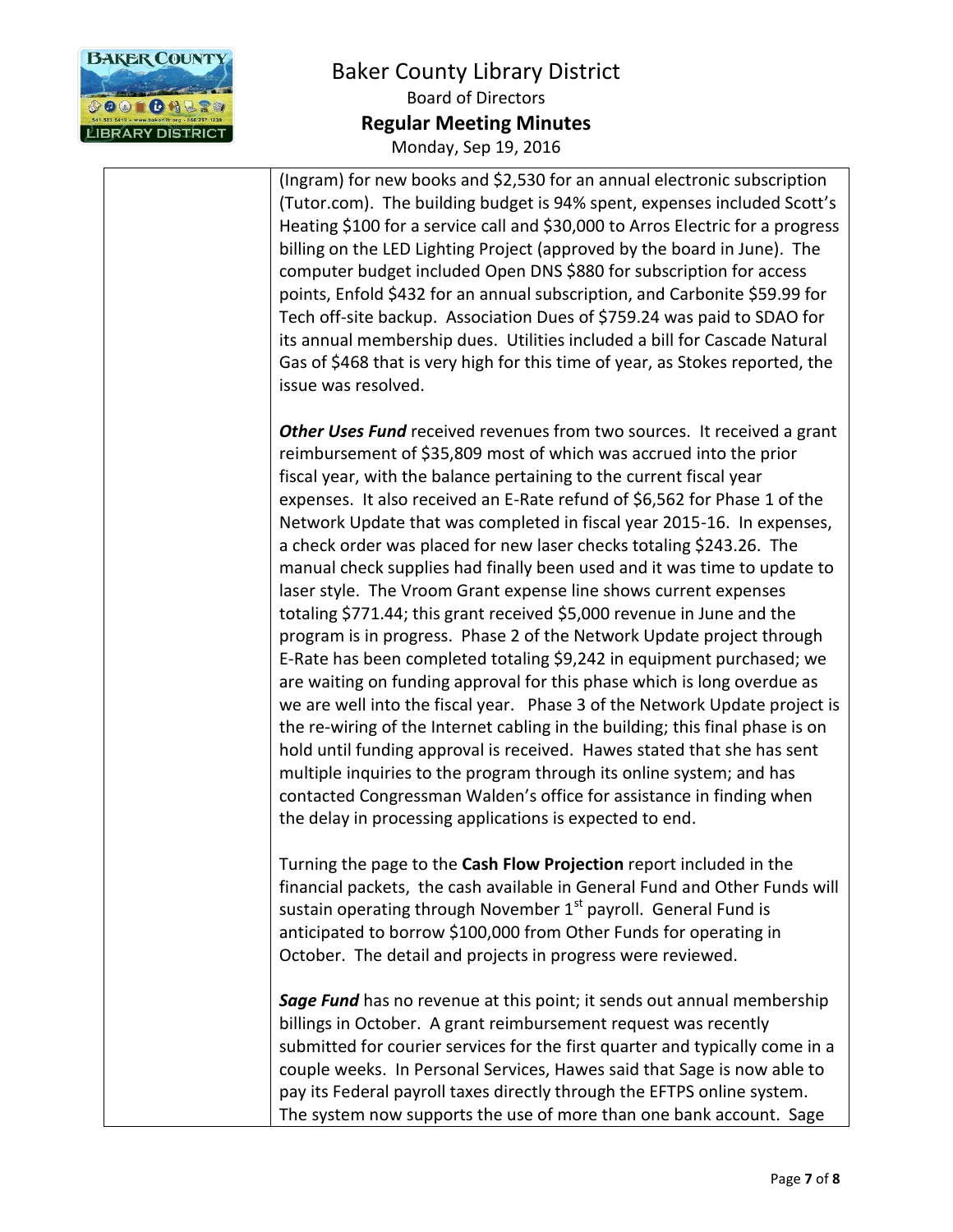(Ingram) for new books and $2,530 for an annual electronic subscription (Tutor.com). The building budget is 94% spent, expenses included Scott's Heating $100 for a service call and $30,000 to Arros Electric for a progress billing on the LED Lighting Project (approved by the board in June). The computer budget included Open DNS $880 for subscription for access points, Enfold $432 for an annual subscription, and Carbonite $59.99 for Tech off-site backup. Association Dues of $759.24 was paid to SDAO for its annual membership dues. Utilities included a bill for Cascade Natural Gas of $468 that is very high for this time of year, as Stokes reported, the issue was resolved.

***Other Uses Fund*** received revenues from two sources. It received a grant reimbursement of $35,809 most of which was accrued into the prior fiscal year, with the balance pertaining to the current fiscal year expenses. It also received an E-Rate refund of $6,562 for Phase 1 of the Network Update that was completed in fiscal year 2015-16. In expenses, a check order was placed for new laser checks totaling $243.26. The manual check supplies had finally been used and it was time to update to laser style. The Vroom Grant expense line shows current expenses totaling $771.44; this grant received $5,000 revenue in June and the program is in progress. Phase 2 of the Network Update project through E-Rate has been completed totaling $9,242 in equipment purchased; we are waiting on funding approval for this phase which is long overdue as we are well into the fiscal year. Phase 3 of the Network Update project is the re-wiring of the Internet cabling in the building; this final phase is on hold until funding approval is received. Hawes stated that she has sent multiple inquiries to the program through its online system; and has contacted Congressman Walden's office for assistance in finding when the delay in processing applications is expected to end.

Turning the page to the **Cash Flow Projection** report included in the financial packets, the cash available in General Fund and Other Funds will sustain operating through November 1st payroll. General Fund is anticipated to borrow $100,000 from Other Funds for operating in October. The detail and projects in progress were reviewed.

***Sage Fund*** has no revenue at this point; it sends out annual membership billings in October. A grant reimbursement request was recently submitted for courier services for the first quarter and typically come in a couple weeks. In Personal Services, Hawes said that Sage is now able to pay its Federal payroll taxes directly through the EFTPS online system. The system now supports the use of more than one bank account. Sage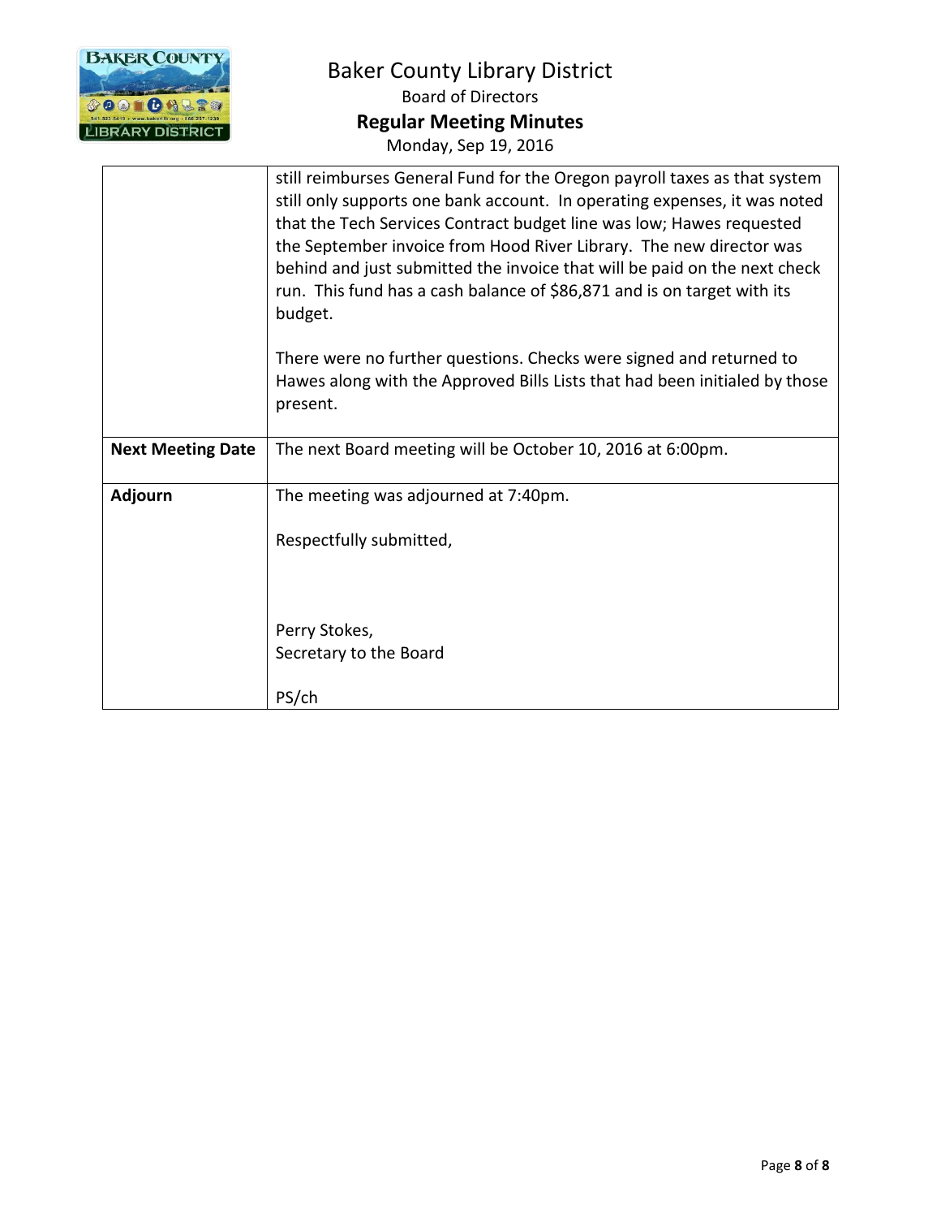# Baker County Library District

Board of Directors

**Regular Meeting Minutes**

Monday, Sep 19, 2016

| | |
|---|---|
| | still reimburses General Fund for the Oregon payroll taxes as that system still only supports one bank account. In operating expenses, it was noted that the Tech Services Contract budget line was low; Hawes requested the September invoice from Hood River Library. The new director was behind and just submitted the invoice that will be paid on the next check run. This fund has a cash balance of $86,871 and is on target with its budget.<br><br>There were no further questions. Checks were signed and returned to Hawes along with the Approved Bills Lists that had been initialed by those present. |
| **Next Meeting Date** | The next Board meeting will be October 10, 2016 at 6:00pm. |
| **Adjourn** | The meeting was adjourned at 7:40pm.<br><br>Respectfully submitted,<br><br><br><br>Perry Stokes,<br>Secretary to the Board<br><br>PS/ch |